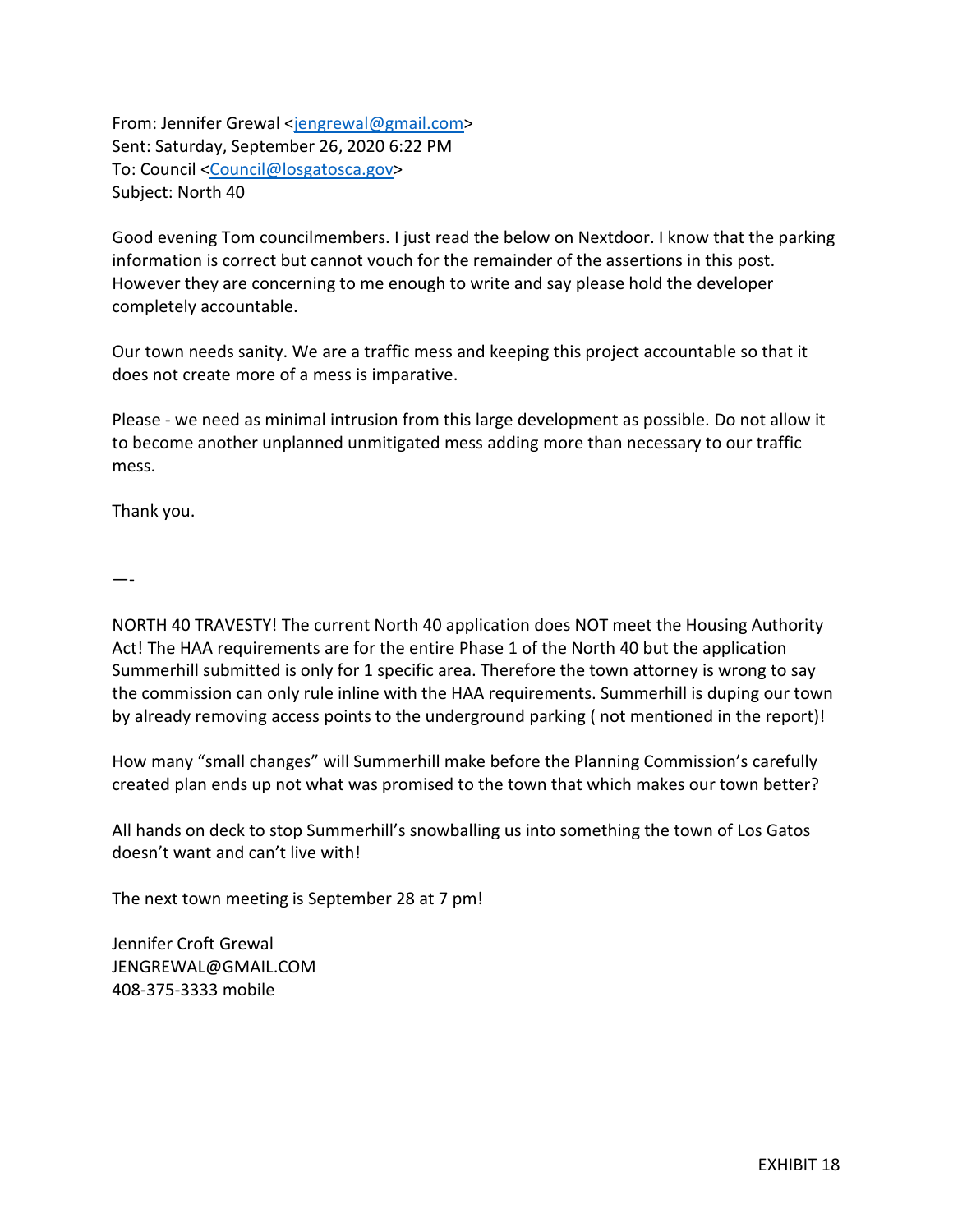From: Jennifer Grewal <jengrewal@gmail.com>
Sent: Saturday, September 26, 2020 6:22 PM
To: Council <Council@losgatosca.gov>
Subject: North 40

Good evening Tom councilmembers. I just read the below on Nextdoor. I know that the parking information is correct but cannot vouch for the remainder of the assertions in this post. However they are concerning to me enough to write and say please hold the developer completely accountable.

Our town needs sanity. We are a traffic mess and keeping this project accountable so that it does not create more of a mess is imparative.

Please - we need as minimal intrusion from this large development as possible. Do not allow it to become another unplanned unmitigated mess adding more than necessary to our traffic mess.

Thank you.

—-

NORTH 40 TRAVESTY! The current North 40 application does NOT meet the Housing Authority Act! The HAA requirements are for the entire Phase 1 of the North 40 but the application Summerhill submitted is only for 1 specific area. Therefore the town attorney is wrong to say the commission can only rule inline with the HAA requirements. Summerhill is duping our town by already removing access points to the underground parking ( not mentioned in the report)!

How many "small changes" will Summerhill make before the Planning Commission's carefully created plan ends up not what was promised to the town that which makes our town better?

All hands on deck to stop Summerhill's snowballing us into something the town of Los Gatos doesn't want and can't live with!

The next town meeting is September 28 at 7 pm!

Jennifer Croft Grewal
JENGREWAL@GMAIL.COM
408-375-3333 mobile

EXHIBIT 18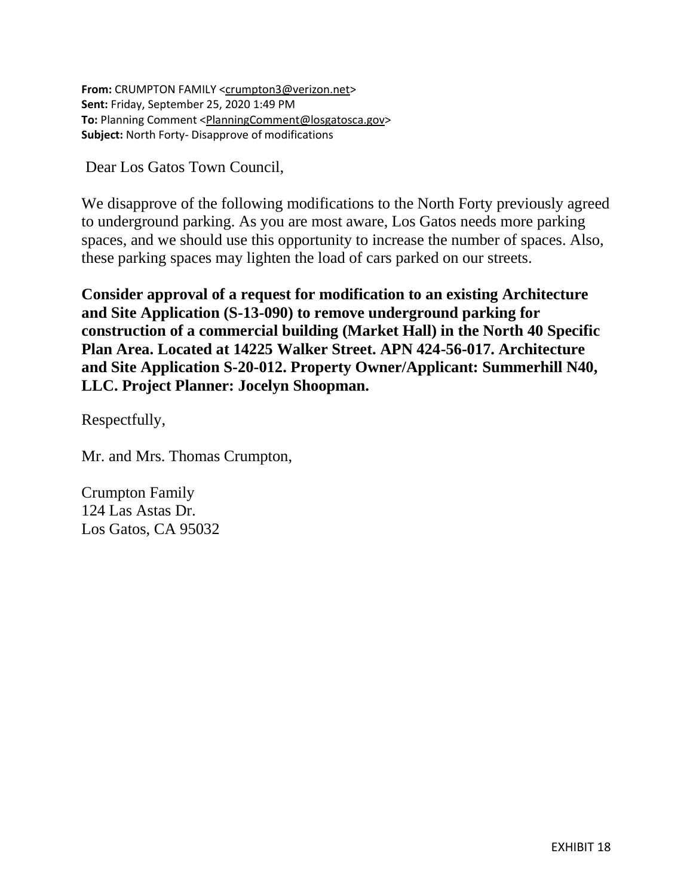**From:** CRUMPTON FAMILY <crumpton3@verizon.net>
**Sent:** Friday, September 25, 2020 1:49 PM
**To:** Planning Comment <PlanningComment@losgatosca.gov>
**Subject:** North Forty- Disapprove of modifications

Dear Los Gatos Town Council,

We disapprove of the following modifications to the North Forty previously agreed to underground parking. As you are most aware, Los Gatos needs more parking spaces, and we should use this opportunity to increase the number of spaces. Also, these parking spaces may lighten the load of cars parked on our streets.

**Consider approval of a request for modification to an existing Architecture and Site Application (S-13-090) to remove underground parking for construction of a commercial building (Market Hall) in the North 40 Specific Plan Area. Located at 14225 Walker Street. APN 424-56-017. Architecture and Site Application S-20-012. Property Owner/Applicant: Summerhill N40, LLC. Project Planner: Jocelyn Shoopman.**

Respectfully,

Mr. and Mrs. Thomas Crumpton,

Crumpton Family
124 Las Astas Dr.
Los Gatos, CA 95032

EXHIBIT 18